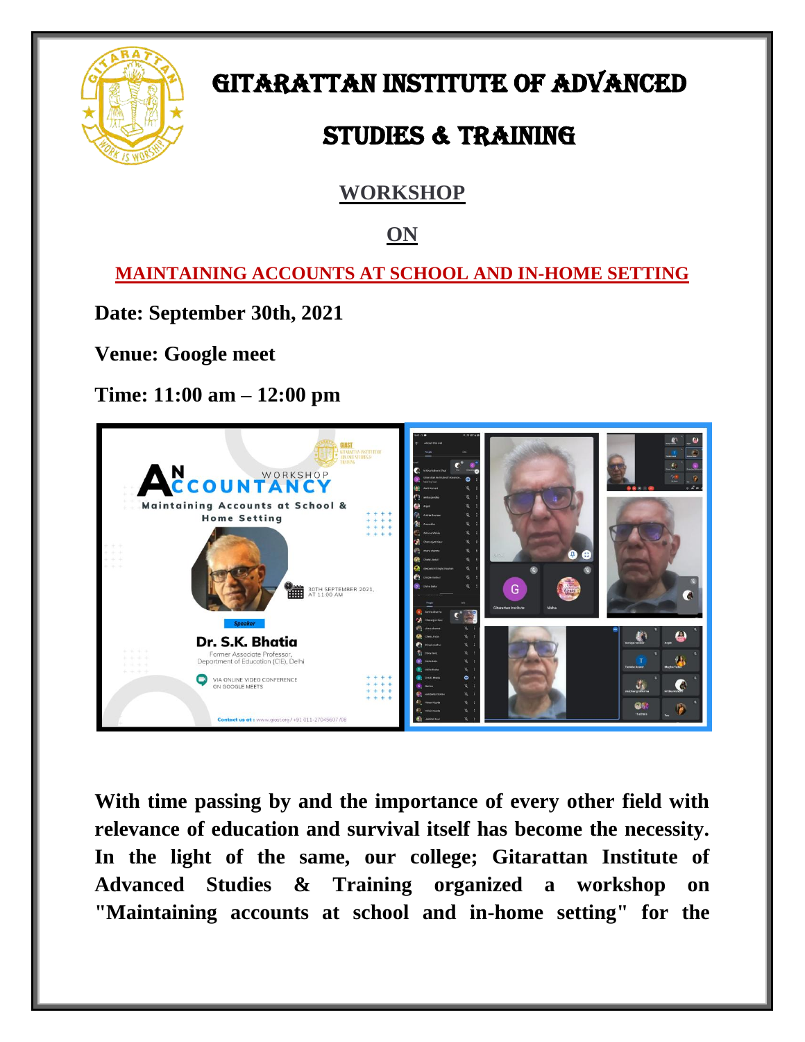# GITARATTAN INSTITUTE OF ADVANCED STUDIES & TRAINING

## WORKSHOP

## ON

## MAINTAINING ACCOUNTS AT SCHOOL AND IN-HOME SETTING

**Date: September 30th, 2021**

**Venue: Google meet**

**Time: 11:00 am – 12:00 pm**

**With time passing by and the importance of every other field with relevance of education and survival itself has become the necessity. In the light of the same, our college; Gitarattan Institute of Advanced Studies & Training organized a workshop on "Maintaining accounts at school and in-home setting" for the**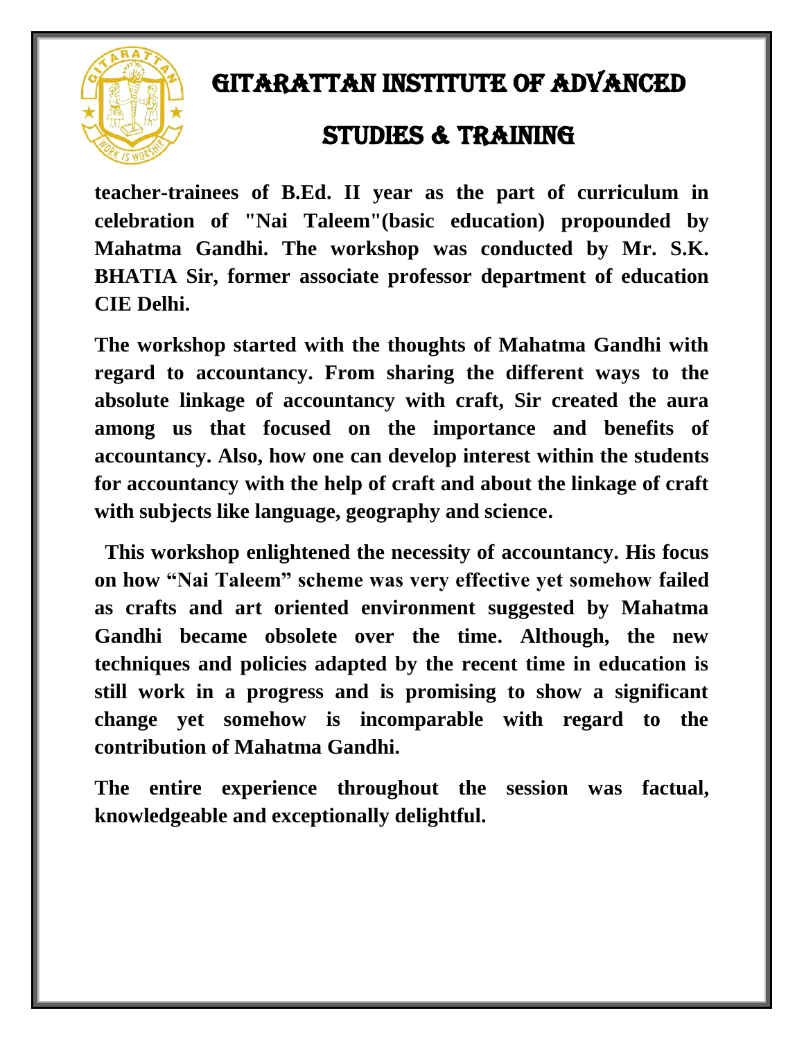# GITARATTAN INSTITUTE OF ADVANCED STUDIES & TRAINING

**teacher-trainees of B.Ed. II year as the part of curriculum in celebration of "Nai Taleem"(basic education) propounded by Mahatma Gandhi. The workshop was conducted by Mr. S.K. BHATIA Sir, former associate professor department of education CIE Delhi.**

**The workshop started with the thoughts of Mahatma Gandhi with regard to accountancy. From sharing the different ways to the absolute linkage of accountancy with craft, Sir created the aura among us that focused on the importance and benefits of accountancy. Also, how one can develop interest within the students for accountancy with the help of craft and about the linkage of craft with subjects like language, geography and science.**

**This workshop enlightened the necessity of accountancy. His focus on how "Nai Taleem" scheme was very effective yet somehow failed as crafts and art oriented environment suggested by Mahatma Gandhi became obsolete over the time. Although, the new techniques and policies adapted by the recent time in education is still work in a progress and is promising to show a significant change yet somehow is incomparable with regard to the contribution of Mahatma Gandhi.**

**The entire experience throughout the session was factual, knowledgeable and exceptionally delightful.**